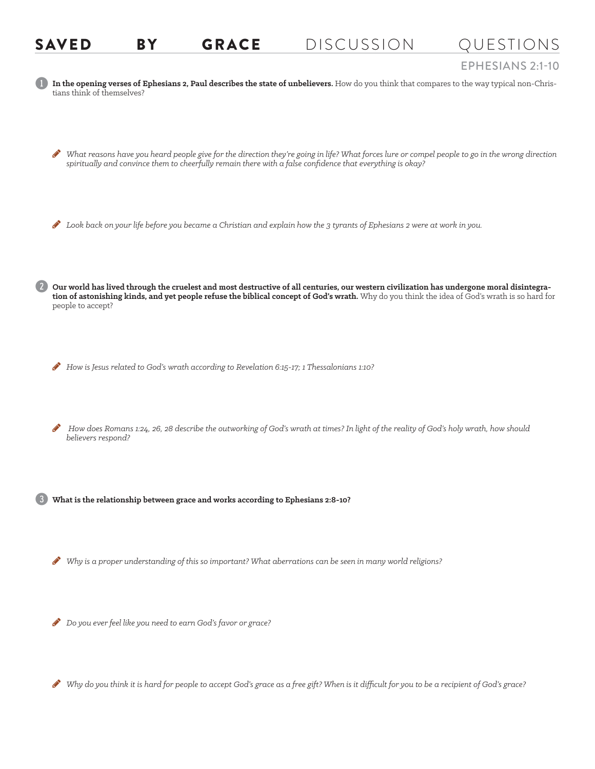# SAVED BY GRACE DISCUSSION QUESTIONS

## EPHESIANS 2:1-10

1. **In the opening verses of Ephesians 2, Paul describes the state of unbelievers.** How do you think that compares to the way typical non-Christians think of themselves?

   - *What reasons have you heard people give for the direction they're going in life? What forces lure or compel people to go in the wrong direction spiritually and convince them to cheerfully remain there with a false confidence that everything is okay?*

   - *Look back on your life before you became a Christian and explain how the 3 tyrants of Ephesians 2 were at work in you.*

2. **Our world has lived through the cruelest and most destructive of all centuries, our western civilization has undergone moral disintegration of astonishing kinds, and yet people refuse the biblical concept of God's wrath.** Why do you think the idea of God's wrath is so hard for people to accept?

   - *How is Jesus related to God's wrath according to Revelation 6:15-17; 1 Thessalonians 1:10?*

   - *How does Romans 1:24, 26, 28 describe the outworking of God's wrath at times? In light of the reality of God's holy wrath, how should believers respond?*

3. **What is the relationship between grace and works according to Ephesians 2:8-10?**

   - *Why is a proper understanding of this so important? What aberrations can be seen in many world religions?*

   - *Do you ever feel like you need to earn God's favor or grace?*

   - *Why do you think it is hard for people to accept God's grace as a free gift? When is it difficult for you to be a recipient of God's grace?*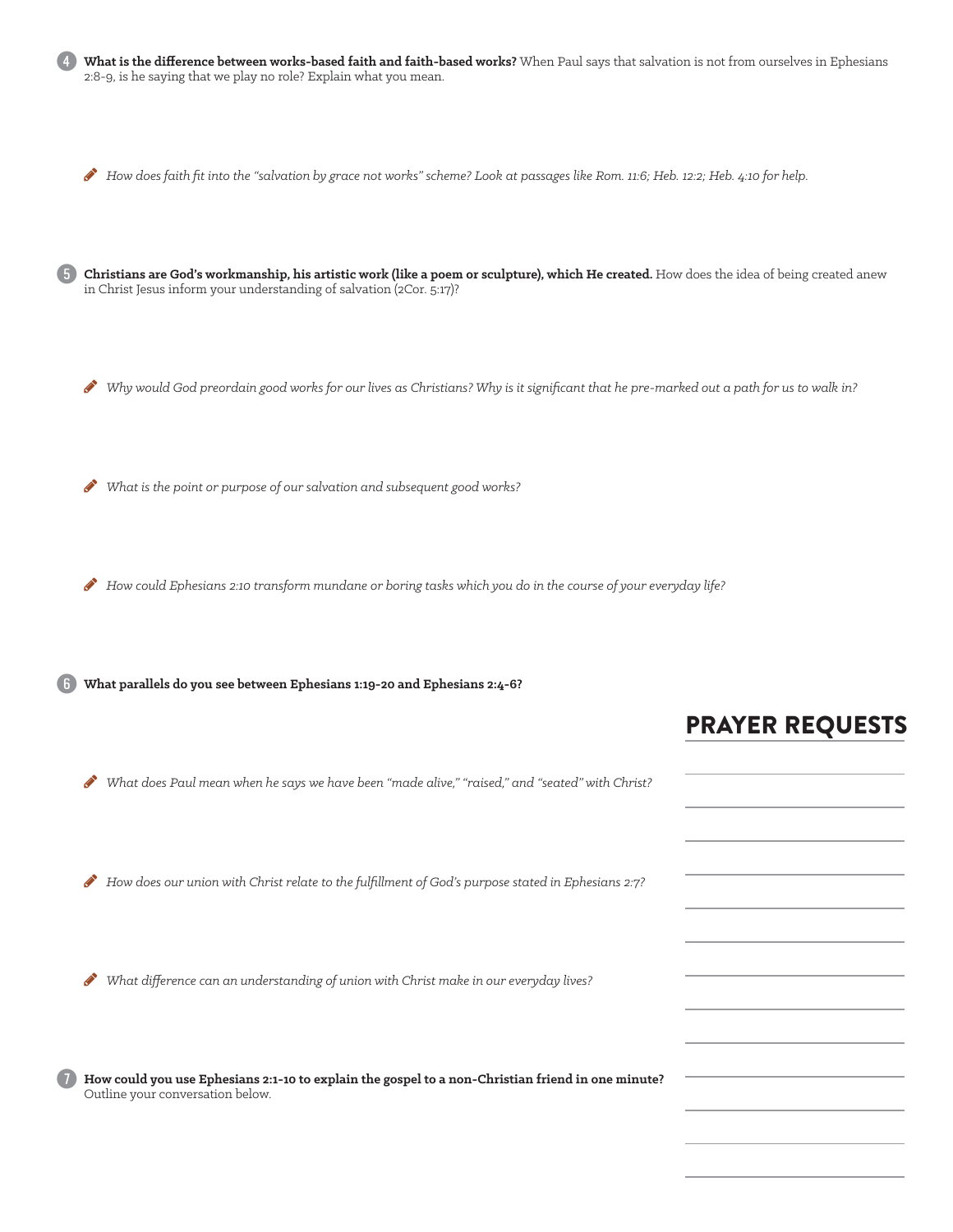4. **What is the difference between works-based faith and faith-based works?** When Paul says that salvation is not from ourselves in Ephesians 2:8-9, is he saying that we play no role? Explain what you mean.

   - *How does faith fit into the "salvation by grace not works" scheme? Look at passages like Rom. 11:6; Heb. 12:2; Heb. 4:10 for help.*

5. **Christians are God's workmanship, his artistic work (like a poem or sculpture), which He created.** How does the idea of being created anew in Christ Jesus inform your understanding of salvation (2Cor. 5:17)?

   - *Why would God preordain good works for our lives as Christians? Why is it significant that he pre-marked out a path for us to walk in?*

   - *What is the point or purpose of our salvation and subsequent good works?*

   - *How could Ephesians 2:10 transform mundane or boring tasks which you do in the course of your everyday life?*

6. **What parallels do you see between Ephesians 1:19-20 and Ephesians 2:4-6?**

   - *What does Paul mean when he says we have been "made alive," "raised," and "seated" with Christ?*

   - *How does our union with Christ relate to the fulfillment of God's purpose stated in Ephesians 2:7?*

   - *What difference can an understanding of union with Christ make in our everyday lives?*

7. **How could you use Ephesians 2:1-10 to explain the gospel to a non-Christian friend in one minute?** Outline your conversation below.

## PRAYER REQUESTS